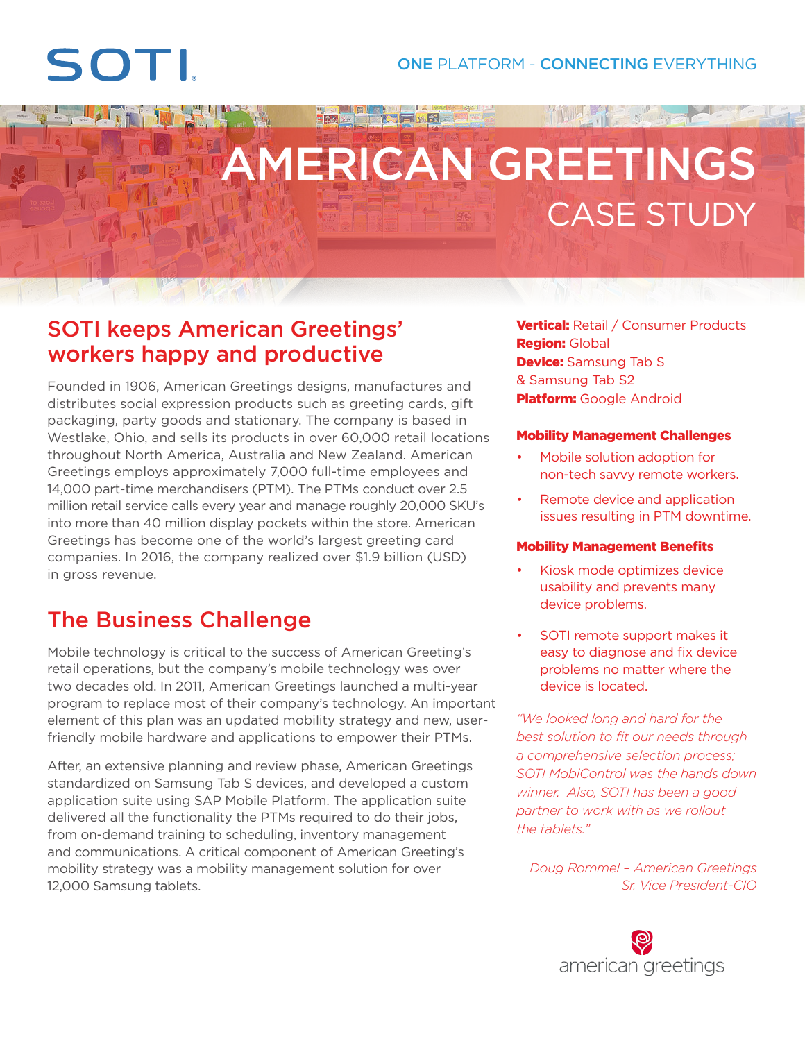SOTI

ONE PLATFORM - CONNECTING EVERYTHING

# AMERICAN GREETINGS CASE STUDY

## SOTI keeps American Greetings' workers happy and productive

Founded in 1906, American Greetings designs, manufactures and distributes social expression products such as greeting cards, gift packaging, party goods and stationary. The company is based in Westlake, Ohio, and sells its products in over 60,000 retail locations throughout North America, Australia and New Zealand. American Greetings employs approximately 7,000 full-time employees and 14,000 part-time merchandisers (PTM). The PTMs conduct over 2.5 million retail service calls every year and manage roughly 20,000 SKU's into more than 40 million display pockets within the store. American Greetings has become one of the world's largest greeting card companies. In 2016, the company realized over $1.9 billion (USD) in gross revenue.

## The Business Challenge

Mobile technology is critical to the success of American Greeting's retail operations, but the company's mobile technology was over two decades old. In 2011, American Greetings launched a multi-year program to replace most of their company's technology. An important element of this plan was an updated mobility strategy and new, user-friendly mobile hardware and applications to empower their PTMs.

After, an extensive planning and review phase, American Greetings standardized on Samsung Tab S devices, and developed a custom application suite using SAP Mobile Platform. The application suite delivered all the functionality the PTMs required to do their jobs, from on-demand training to scheduling, inventory management and communications. A critical component of American Greeting's mobility strategy was a mobility management solution for over 12,000 Samsung tablets.

**Vertical:** Retail / Consumer Products
**Region:** Global
**Device:** Samsung Tab S & Samsung Tab S2
**Platform:** Google Android

### Mobility Management Challenges

- Mobile solution adoption for non-tech savvy remote workers.
- Remote device and application issues resulting in PTM downtime.

### Mobility Management Benefits

- Kiosk mode optimizes device usability and prevents many device problems.
- SOTI remote support makes it easy to diagnose and fix device problems no matter where the device is located.

*"We looked long and hard for the best solution to fit our needs through a comprehensive selection process; SOTI MobiControl was the hands down winner. Also, SOTI has been a good partner to work with as we rollout the tablets."*

*Doug Rommel – American Greetings Sr. Vice President-CIO*

american greetings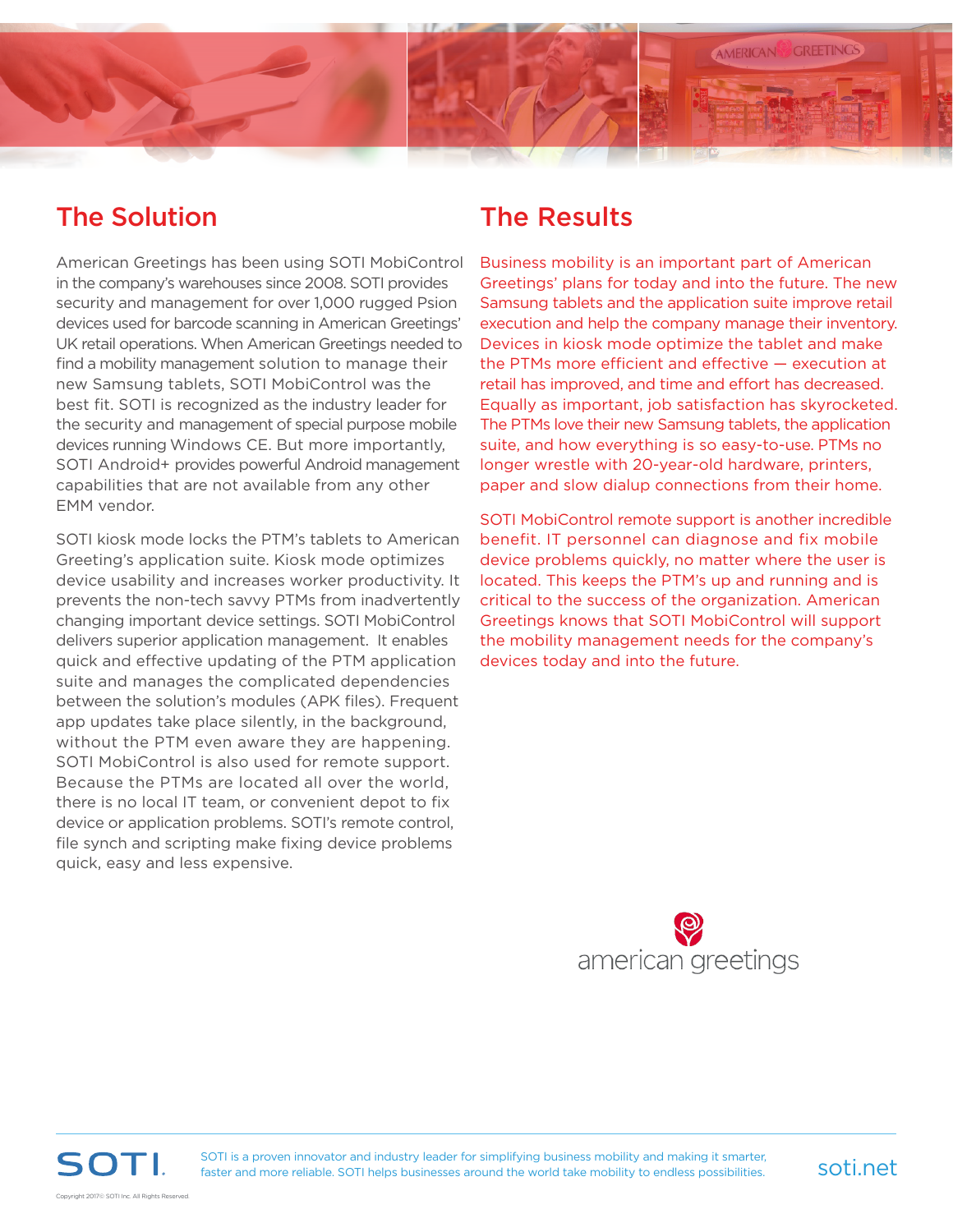## The Solution

American Greetings has been using SOTI MobiControl in the company's warehouses since 2008. SOTI provides security and management for over 1,000 rugged Psion devices used for barcode scanning in American Greetings' UK retail operations. When American Greetings needed to find a mobility management solution to manage their new Samsung tablets, SOTI MobiControl was the best fit. SOTI is recognized as the industry leader for the security and management of special purpose mobile devices running Windows CE. But more importantly, SOTI Android+ provides powerful Android management capabilities that are not available from any other EMM vendor.

SOTI kiosk mode locks the PTM's tablets to American Greeting's application suite. Kiosk mode optimizes device usability and increases worker productivity. It prevents the non-tech savvy PTMs from inadvertently changing important device settings. SOTI MobiControl delivers superior application management. It enables quick and effective updating of the PTM application suite and manages the complicated dependencies between the solution's modules (APK files). Frequent app updates take place silently, in the background, without the PTM even aware they are happening. SOTI MobiControl is also used for remote support. Because the PTMs are located all over the world, there is no local IT team, or convenient depot to fix device or application problems. SOTI's remote control, file synch and scripting make fixing device problems quick, easy and less expensive.

## The Results

Business mobility is an important part of American Greetings' plans for today and into the future. The new Samsung tablets and the application suite improve retail execution and help the company manage their inventory. Devices in kiosk mode optimize the tablet and make the PTMs more efficient and effective — execution at retail has improved, and time and effort has decreased. Equally as important, job satisfaction has skyrocketed. The PTMs love their new Samsung tablets, the application suite, and how everything is so easy-to-use. PTMs no longer wrestle with 20-year-old hardware, printers, paper and slow dialup connections from their home.

SOTI MobiControl remote support is another incredible benefit. IT personnel can diagnose and fix mobile device problems quickly, no matter where the user is located. This keeps the PTM's up and running and is critical to the success of the organization. American Greetings knows that SOTI MobiControl will support the mobility management needs for the company's devices today and into the future.

american greetings

SOTI is a proven innovator and industry leader for simplifying business mobility and making it smarter, faster and more reliable. SOTI helps businesses around the world take mobility to endless possibilities.

soti.net

Copyright 2017© SOTI Inc. All Rights Reserved.